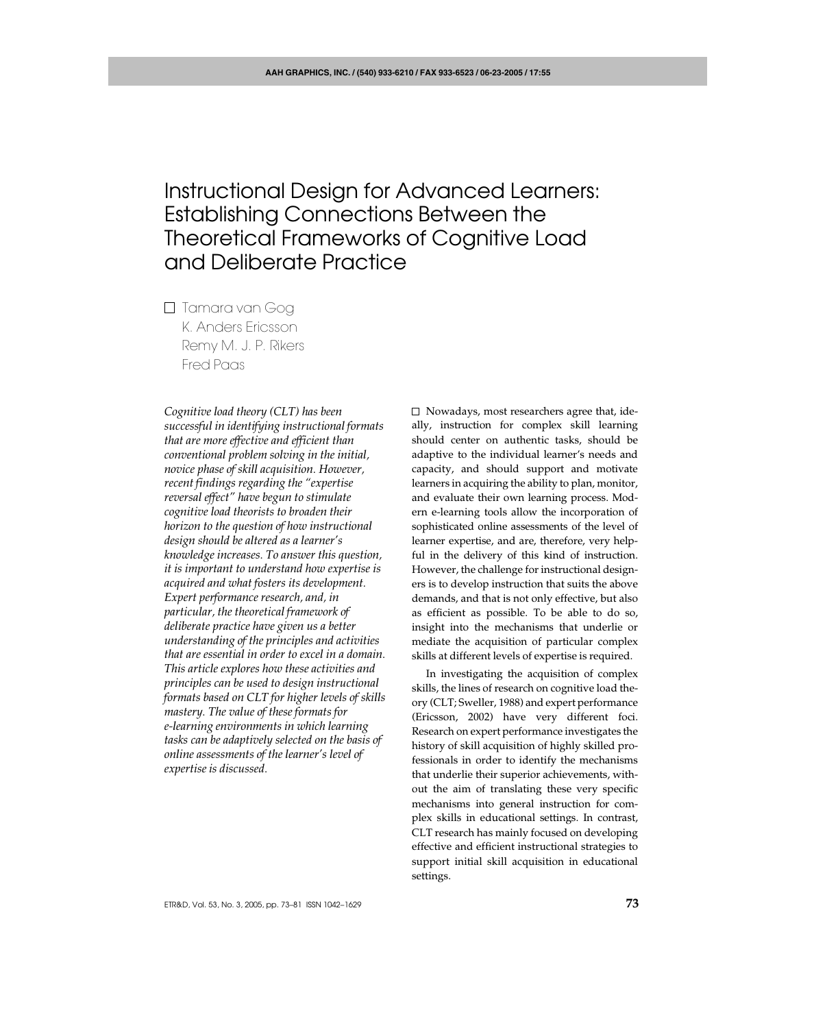# Instructional Design for Advanced Learners: Establishing Connections Between the Theoretical Frameworks of Cognitive Load and Deliberate Practice

Tamara van Gog
K. Anders Ericsson
Remy M. J. P. Rikers
Fred Paas

*Cognitive load theory (CLT) has been successful in identifying instructional formats that are more effective and efficient than conventional problem solving in the initial, novice phase of skill acquisition. However, recent findings regarding the "expertise reversal effect" have begun to stimulate cognitive load theorists to broaden their horizon to the question of how instructional design should be altered as a learner's knowledge increases. To answer this question, it is important to understand how expertise is acquired and what fosters its development. Expert performance research, and, in particular, the theoretical framework of deliberate practice have given us a better understanding of the principles and activities that are essential in order to excel in a domain. This article explores how these activities and principles can be used to design instructional formats based on CLT for higher levels of skills mastery. The value of these formats for e-learning environments in which learning tasks can be adaptively selected on the basis of online assessments of the learner's level of expertise is discussed.*

Nowadays, most researchers agree that, ideally, instruction for complex skill learning should center on authentic tasks, should be adaptive to the individual learner's needs and capacity, and should support and motivate learners in acquiring the ability to plan, monitor, and evaluate their own learning process. Modern e-learning tools allow the incorporation of sophisticated online assessments of the level of learner expertise, and are, therefore, very helpful in the delivery of this kind of instruction. However, the challenge for instructional designers is to develop instruction that suits the above demands, and that is not only effective, but also as efficient as possible. To be able to do so, insight into the mechanisms that underlie or mediate the acquisition of particular complex skills at different levels of expertise is required.

In investigating the acquisition of complex skills, the lines of research on cognitive load theory (CLT; Sweller, 1988) and expert performance (Ericsson, 2002) have very different foci. Research on expert performance investigates the history of skill acquisition of highly skilled professionals in order to identify the mechanisms that underlie their superior achievements, without the aim of translating these very specific mechanisms into general instruction for complex skills in educational settings. In contrast, CLT research has mainly focused on developing effective and efficient instructional strategies to support initial skill acquisition in educational settings.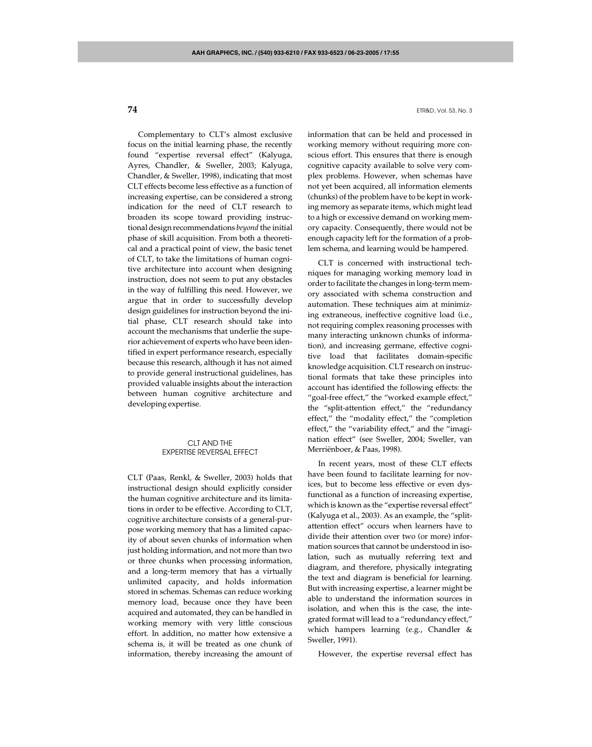Complementary to CLT's almost exclusive focus on the initial learning phase, the recently found "expertise reversal effect" (Kalyuga, Ayres, Chandler, & Sweller, 2003; Kalyuga, Chandler, & Sweller, 1998), indicating that most CLT effects become less effective as a function of increasing expertise, can be considered a strong indication for the need of CLT research to broaden its scope toward providing instructional design recommendations *beyond* the initial phase of skill acquisition. From both a theoretical and a practical point of view, the basic tenet of CLT, to take the limitations of human cognitive architecture into account when designing instruction, does not seem to put any obstacles in the way of fulfilling this need. However, we argue that in order to successfully develop design guidelines for instruction beyond the initial phase, CLT research should take into account the mechanisms that underlie the superior achievement of experts who have been identified in expert performance research, especially because this research, although it has not aimed to provide general instructional guidelines, has provided valuable insights about the interaction between human cognitive architecture and developing expertise.

## CLT AND THE EXPERTISE REVERSAL EFFECT

CLT (Paas, Renkl, & Sweller, 2003) holds that instructional design should explicitly consider the human cognitive architecture and its limitations in order to be effective. According to CLT, cognitive architecture consists of a general-purpose working memory that has a limited capacity of about seven chunks of information when just holding information, and not more than two or three chunks when processing information, and a long-term memory that has a virtually unlimited capacity, and holds information stored in schemas. Schemas can reduce working memory load, because once they have been acquired and automated, they can be handled in working memory with very little conscious effort. In addition, no matter how extensive a schema is, it will be treated as one chunk of information, thereby increasing the amount of information that can be held and processed in working memory without requiring more conscious effort. This ensures that there is enough cognitive capacity available to solve very complex problems. However, when schemas have not yet been acquired, all information elements (chunks) of the problem have to be kept in working memory as separate items, which might lead to a high or excessive demand on working memory capacity. Consequently, there would not be enough capacity left for the formation of a problem schema, and learning would be hampered.

CLT is concerned with instructional techniques for managing working memory load in order to facilitate the changes in long-term memory associated with schema construction and automation. These techniques aim at minimizing extraneous, ineffective cognitive load (i.e., not requiring complex reasoning processes with many interacting unknown chunks of information), and increasing germane, effective cognitive load that facilitates domain-specific knowledge acquisition. CLT research on instructional formats that take these principles into account has identified the following effects: the "goal-free effect," the "worked example effect," the "split-attention effect," the "redundancy effect," the "modality effect," the "completion effect," the "variability effect," and the "imagination effect" (see Sweller, 2004; Sweller, van Merriënboer, & Paas, 1998).

In recent years, most of these CLT effects have been found to facilitate learning for novices, but to become less effective or even dysfunctional as a function of increasing expertise, which is known as the "expertise reversal effect" (Kalyuga et al., 2003). As an example, the "split-attention effect" occurs when learners have to divide their attention over two (or more) information sources that cannot be understood in isolation, such as mutually referring text and diagram, and therefore, physically integrating the text and diagram is beneficial for learning. But with increasing expertise, a learner might be able to understand the information sources in isolation, and when this is the case, the integrated format will lead to a "redundancy effect," which hampers learning (e.g., Chandler & Sweller, 1991).

However, the expertise reversal effect has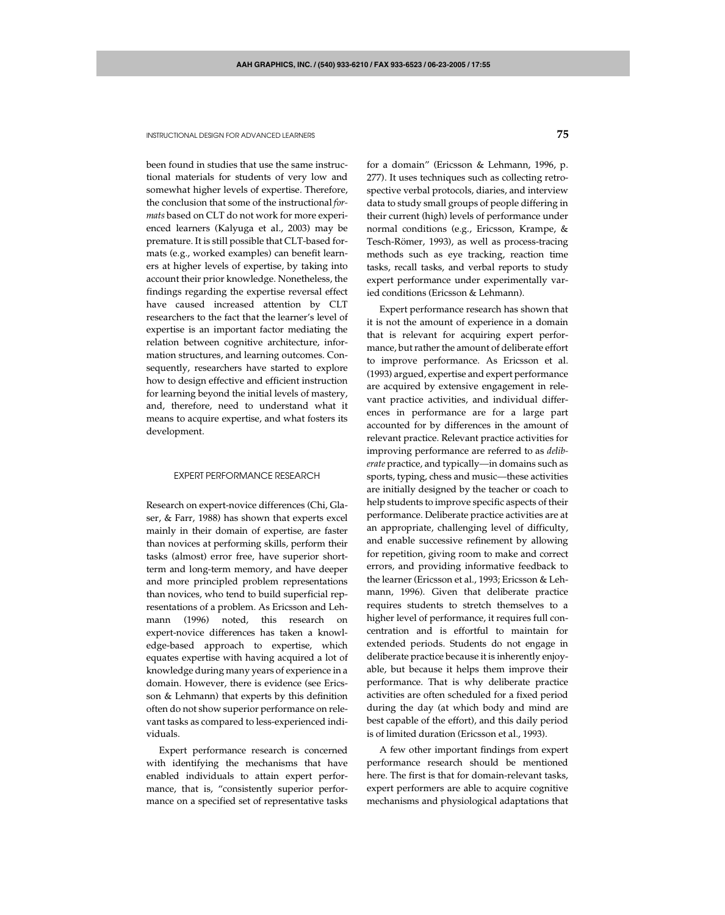been found in studies that use the same instructional materials for students of very low and somewhat higher levels of expertise. Therefore, the conclusion that some of the instructional *formats* based on CLT do not work for more experienced learners (Kalyuga et al., 2003) may be premature. It is still possible that CLT-based formats (e.g., worked examples) can benefit learners at higher levels of expertise, by taking into account their prior knowledge. Nonetheless, the findings regarding the expertise reversal effect have caused increased attention by CLT researchers to the fact that the learner's level of expertise is an important factor mediating the relation between cognitive architecture, information structures, and learning outcomes. Consequently, researchers have started to explore how to design effective and efficient instruction for learning beyond the initial levels of mastery, and, therefore, need to understand what it means to acquire expertise, and what fosters its development.

## EXPERT PERFORMANCE RESEARCH

Research on expert-novice differences (Chi, Glaser, & Farr, 1988) has shown that experts excel mainly in their domain of expertise, are faster than novices at performing skills, perform their tasks (almost) error free, have superior short-term and long-term memory, and have deeper and more principled problem representations than novices, who tend to build superficial representations of a problem. As Ericsson and Lehmann (1996) noted, this research on expert-novice differences has taken a knowledge-based approach to expertise, which equates expertise with having acquired a lot of knowledge during many years of experience in a domain. However, there is evidence (see Ericsson & Lehmann) that experts by this definition often do not show superior performance on relevant tasks as compared to less-experienced individuals.

Expert performance research is concerned with identifying the mechanisms that have enabled individuals to attain expert performance, that is, "consistently superior performance on a specified set of representative tasks for a domain" (Ericsson & Lehmann, 1996, p. 277). It uses techniques such as collecting retrospective verbal protocols, diaries, and interview data to study small groups of people differing in their current (high) levels of performance under normal conditions (e.g., Ericsson, Krampe, & Tesch-Römer, 1993), as well as process-tracing methods such as eye tracking, reaction time tasks, recall tasks, and verbal reports to study expert performance under experimentally varied conditions (Ericsson & Lehmann).

Expert performance research has shown that it is not the amount of experience in a domain that is relevant for acquiring expert performance, but rather the amount of deliberate effort to improve performance. As Ericsson et al. (1993) argued, expertise and expert performance are acquired by extensive engagement in relevant practice activities, and individual differences in performance are for a large part accounted for by differences in the amount of relevant practice. Relevant practice activities for improving performance are referred to as *deliberate* practice, and typically—in domains such as sports, typing, chess and music—these activities are initially designed by the teacher or coach to help students to improve specific aspects of their performance. Deliberate practice activities are at an appropriate, challenging level of difficulty, and enable successive refinement by allowing for repetition, giving room to make and correct errors, and providing informative feedback to the learner (Ericsson et al., 1993; Ericsson & Lehmann, 1996). Given that deliberate practice requires students to stretch themselves to a higher level of performance, it requires full concentration and is effortful to maintain for extended periods. Students do not engage in deliberate practice because it is inherently enjoyable, but because it helps them improve their performance. That is why deliberate practice activities are often scheduled for a fixed period during the day (at which body and mind are best capable of the effort), and this daily period is of limited duration (Ericsson et al., 1993).

A few other important findings from expert performance research should be mentioned here. The first is that for domain-relevant tasks, expert performers are able to acquire cognitive mechanisms and physiological adaptations that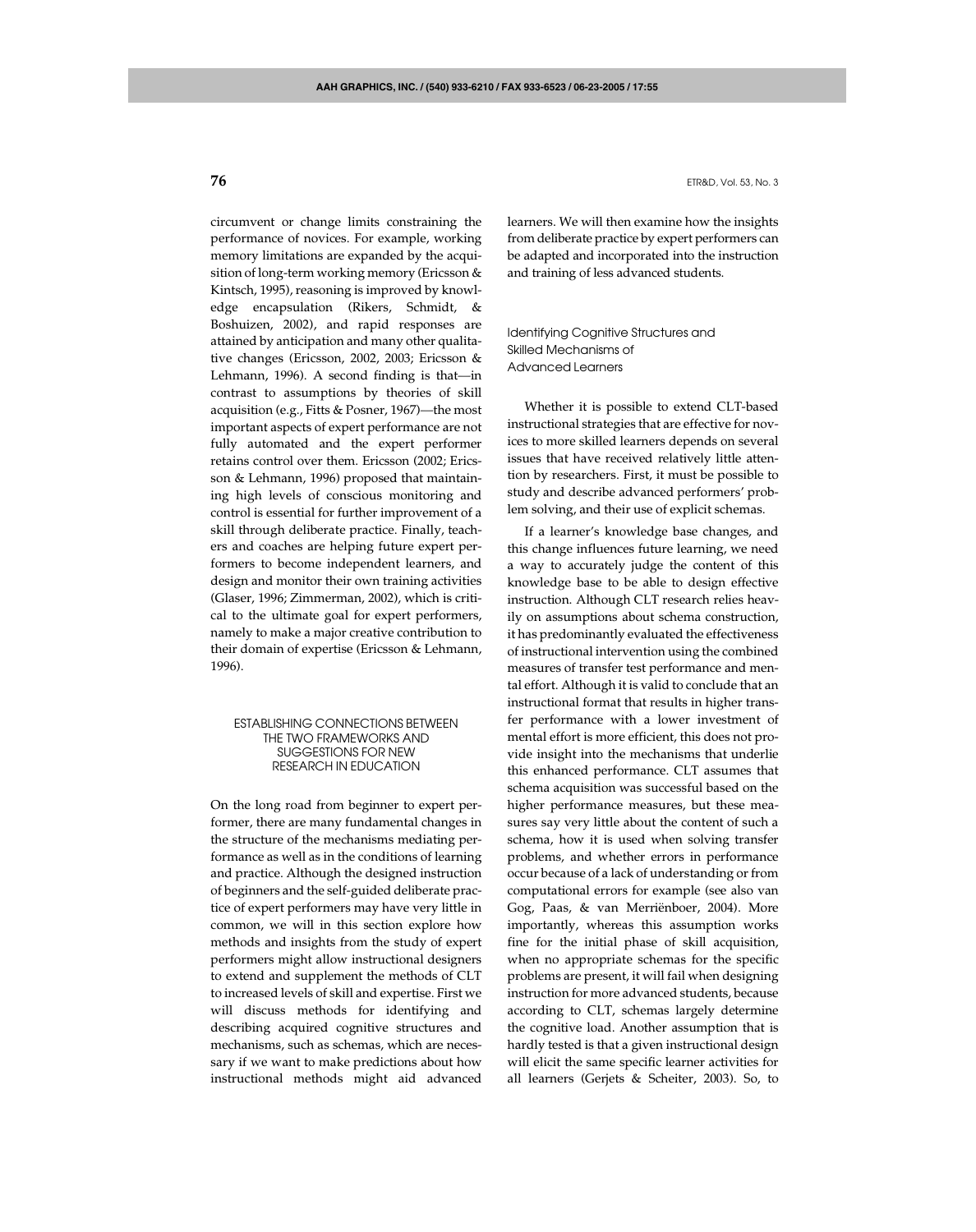circumvent or change limits constraining the performance of novices. For example, working memory limitations are expanded by the acquisition of long-term working memory (Ericsson & Kintsch, 1995), reasoning is improved by knowledge encapsulation (Rikers, Schmidt, & Boshuizen, 2002), and rapid responses are attained by anticipation and many other qualitative changes (Ericsson, 2002, 2003; Ericsson & Lehmann, 1996). A second finding is that—in contrast to assumptions by theories of skill acquisition (e.g., Fitts & Posner, 1967)—the most important aspects of expert performance are not fully automated and the expert performer retains control over them. Ericsson (2002; Ericsson & Lehmann, 1996) proposed that maintaining high levels of conscious monitoring and control is essential for further improvement of a skill through deliberate practice. Finally, teachers and coaches are helping future expert performers to become independent learners, and design and monitor their own training activities (Glaser, 1996; Zimmerman, 2002), which is critical to the ultimate goal for expert performers, namely to make a major creative contribution to their domain of expertise (Ericsson & Lehmann, 1996).

## ESTABLISHING CONNECTIONS BETWEEN THE TWO FRAMEWORKS AND SUGGESTIONS FOR NEW RESEARCH IN EDUCATION

On the long road from beginner to expert performer, there are many fundamental changes in the structure of the mechanisms mediating performance as well as in the conditions of learning and practice. Although the designed instruction of beginners and the self-guided deliberate practice of expert performers may have very little in common, we will in this section explore how methods and insights from the study of expert performers might allow instructional designers to extend and supplement the methods of CLT to increased levels of skill and expertise. First we will discuss methods for identifying and describing acquired cognitive structures and mechanisms, such as schemas, which are necessary if we want to make predictions about how instructional methods might aid advanced learners. We will then examine how the insights from deliberate practice by expert performers can be adapted and incorporated into the instruction and training of less advanced students.

### Identifying Cognitive Structures and Skilled Mechanisms of Advanced Learners

Whether it is possible to extend CLT-based instructional strategies that are effective for novices to more skilled learners depends on several issues that have received relatively little attention by researchers. First, it must be possible to study and describe advanced performers' problem solving, and their use of explicit schemas.

If a learner's knowledge base changes, and this change influences future learning, we need a way to accurately judge the content of this knowledge base to be able to design effective instruction. Although CLT research relies heavily on assumptions about schema construction, it has predominantly evaluated the effectiveness of instructional intervention using the combined measures of transfer test performance and mental effort. Although it is valid to conclude that an instructional format that results in higher transfer performance with a lower investment of mental effort is more efficient, this does not provide insight into the mechanisms that underlie this enhanced performance. CLT assumes that schema acquisition was successful based on the higher performance measures, but these measures say very little about the content of such a schema, how it is used when solving transfer problems, and whether errors in performance occur because of a lack of understanding or from computational errors for example (see also van Gog, Paas, & van Merriënboer, 2004). More importantly, whereas this assumption works fine for the initial phase of skill acquisition, when no appropriate schemas for the specific problems are present, it will fail when designing instruction for more advanced students, because according to CLT, schemas largely determine the cognitive load. Another assumption that is hardly tested is that a given instructional design will elicit the same specific learner activities for all learners (Gerjets & Scheiter, 2003). So, to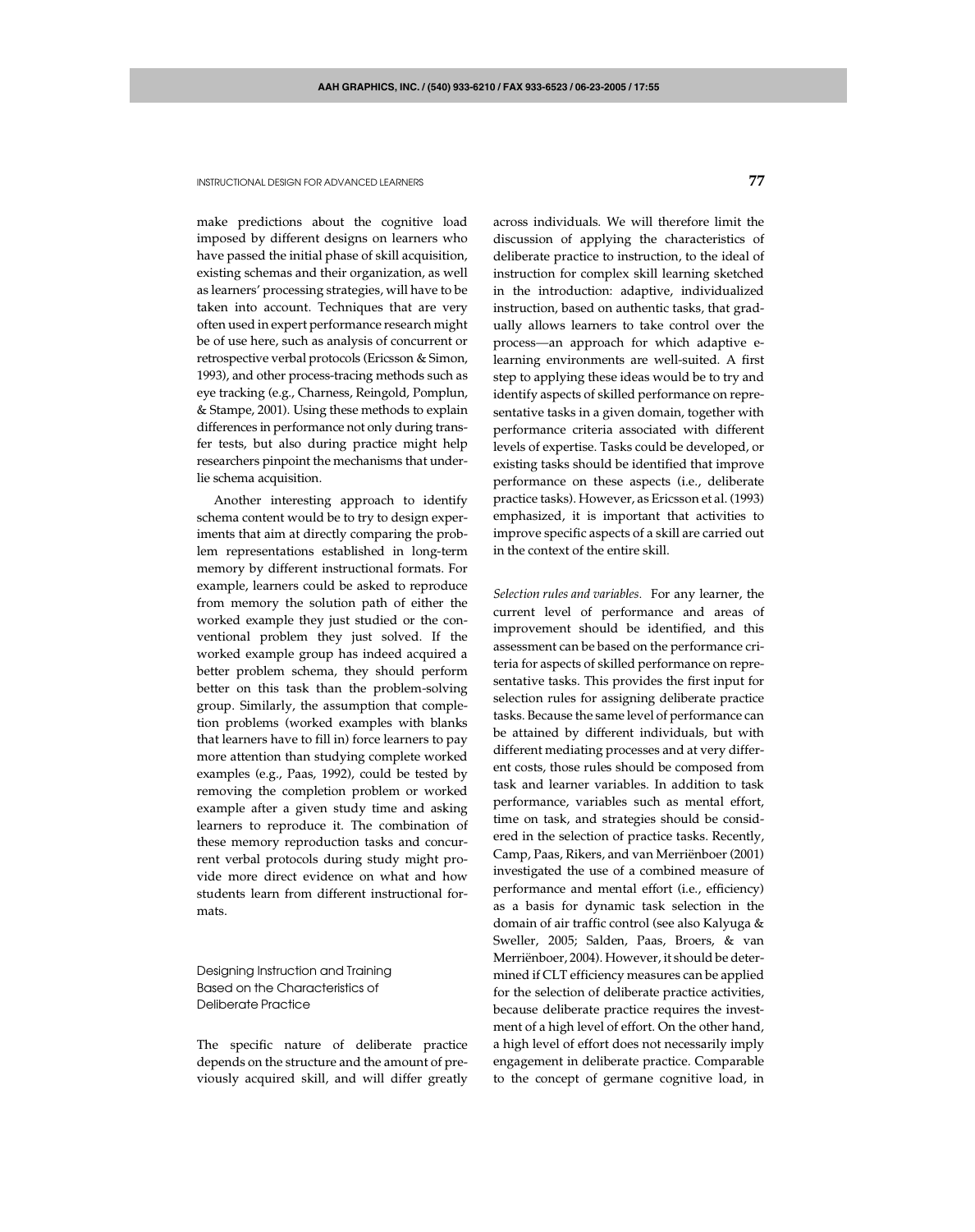make predictions about the cognitive load imposed by different designs on learners who have passed the initial phase of skill acquisition, existing schemas and their organization, as well as learners' processing strategies, will have to be taken into account. Techniques that are very often used in expert performance research might be of use here, such as analysis of concurrent or retrospective verbal protocols (Ericsson & Simon, 1993), and other process-tracing methods such as eye tracking (e.g., Charness, Reingold, Pomplun, & Stampe, 2001). Using these methods to explain differences in performance not only during transfer tests, but also during practice might help researchers pinpoint the mechanisms that underlie schema acquisition.

Another interesting approach to identify schema content would be to try to design experiments that aim at directly comparing the problem representations established in long-term memory by different instructional formats. For example, learners could be asked to reproduce from memory the solution path of either the worked example they just studied or the conventional problem they just solved. If the worked example group has indeed acquired a better problem schema, they should perform better on this task than the problem-solving group. Similarly, the assumption that completion problems (worked examples with blanks that learners have to fill in) force learners to pay more attention than studying complete worked examples (e.g., Paas, 1992), could be tested by removing the completion problem or worked example after a given study time and asking learners to reproduce it. The combination of these memory reproduction tasks and concurrent verbal protocols during study might provide more direct evidence on what and how students learn from different instructional formats.

## Designing Instruction and Training Based on the Characteristics of Deliberate Practice

The specific nature of deliberate practice depends on the structure and the amount of previously acquired skill, and will differ greatly across individuals. We will therefore limit the discussion of applying the characteristics of deliberate practice to instruction, to the ideal of instruction for complex skill learning sketched in the introduction: adaptive, individualized instruction, based on authentic tasks, that gradually allows learners to take control over the process—an approach for which adaptive e-learning environments are well-suited. A first step to applying these ideas would be to try and identify aspects of skilled performance on representative tasks in a given domain, together with performance criteria associated with different levels of expertise. Tasks could be developed, or existing tasks should be identified that improve performance on these aspects (i.e., deliberate practice tasks). However, as Ericsson et al. (1993) emphasized, it is important that activities to improve specific aspects of a skill are carried out in the context of the entire skill.

*Selection rules and variables.* For any learner, the current level of performance and areas of improvement should be identified, and this assessment can be based on the performance criteria for aspects of skilled performance on representative tasks. This provides the first input for selection rules for assigning deliberate practice tasks. Because the same level of performance can be attained by different individuals, but with different mediating processes and at very different costs, those rules should be composed from task and learner variables. In addition to task performance, variables such as mental effort, time on task, and strategies should be considered in the selection of practice tasks. Recently, Camp, Paas, Rikers, and van Merriënboer (2001) investigated the use of a combined measure of performance and mental effort (i.e., efficiency) as a basis for dynamic task selection in the domain of air traffic control (see also Kalyuga & Sweller, 2005; Salden, Paas, Broers, & van Merriënboer, 2004). However, it should be determined if CLT efficiency measures can be applied for the selection of deliberate practice activities, because deliberate practice requires the investment of a high level of effort. On the other hand, a high level of effort does not necessarily imply engagement in deliberate practice. Comparable to the concept of germane cognitive load, in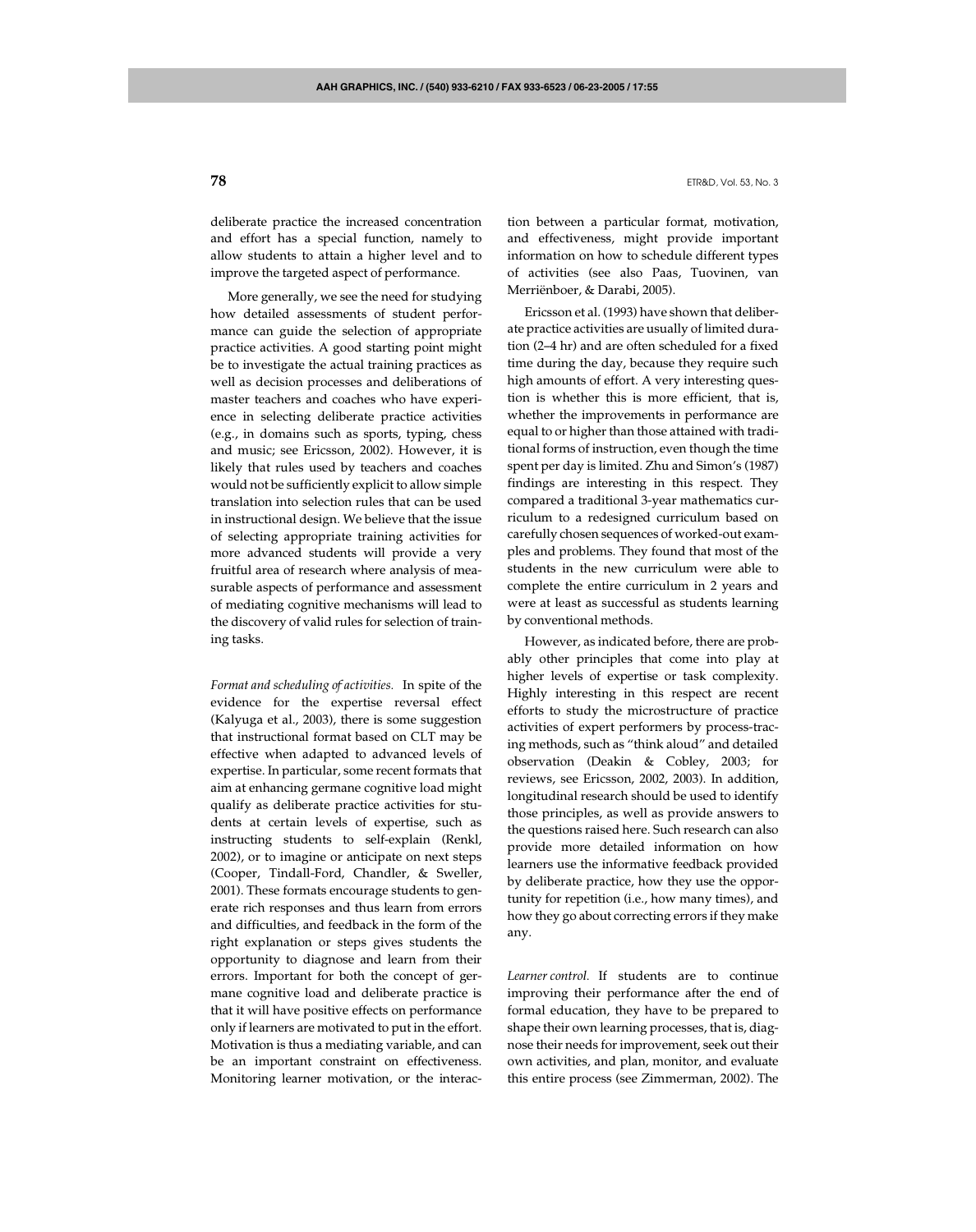deliberate practice the increased concentration and effort has a special function, namely to allow students to attain a higher level and to improve the targeted aspect of performance.

More generally, we see the need for studying how detailed assessments of student performance can guide the selection of appropriate practice activities. A good starting point might be to investigate the actual training practices as well as decision processes and deliberations of master teachers and coaches who have experience in selecting deliberate practice activities (e.g., in domains such as sports, typing, chess and music; see Ericsson, 2002). However, it is likely that rules used by teachers and coaches would not be sufficiently explicit to allow simple translation into selection rules that can be used in instructional design. We believe that the issue of selecting appropriate training activities for more advanced students will provide a very fruitful area of research where analysis of measurable aspects of performance and assessment of mediating cognitive mechanisms will lead to the discovery of valid rules for selection of training tasks.

*Format and scheduling of activities.* In spite of the evidence for the expertise reversal effect (Kalyuga et al., 2003), there is some suggestion that instructional format based on CLT may be effective when adapted to advanced levels of expertise. In particular, some recent formats that aim at enhancing germane cognitive load might qualify as deliberate practice activities for students at certain levels of expertise, such as instructing students to self-explain (Renkl, 2002), or to imagine or anticipate on next steps (Cooper, Tindall-Ford, Chandler, & Sweller, 2001). These formats encourage students to generate rich responses and thus learn from errors and difficulties, and feedback in the form of the right explanation or steps gives students the opportunity to diagnose and learn from their errors. Important for both the concept of germane cognitive load and deliberate practice is that it will have positive effects on performance only if learners are motivated to put in the effort. Motivation is thus a mediating variable, and can be an important constraint on effectiveness. Monitoring learner motivation, or the interaction between a particular format, motivation, and effectiveness, might provide important information on how to schedule different types of activities (see also Paas, Tuovinen, van Merriënboer, & Darabi, 2005).

Ericsson et al. (1993) have shown that deliberate practice activities are usually of limited duration (2–4 hr) and are often scheduled for a fixed time during the day, because they require such high amounts of effort. A very interesting question is whether this is more efficient, that is, whether the improvements in performance are equal to or higher than those attained with traditional forms of instruction, even though the time spent per day is limited. Zhu and Simon's (1987) findings are interesting in this respect. They compared a traditional 3-year mathematics curriculum to a redesigned curriculum based on carefully chosen sequences of worked-out examples and problems. They found that most of the students in the new curriculum were able to complete the entire curriculum in 2 years and were at least as successful as students learning by conventional methods.

However, as indicated before, there are probably other principles that come into play at higher levels of expertise or task complexity. Highly interesting in this respect are recent efforts to study the microstructure of practice activities of expert performers by process-tracing methods, such as "think aloud" and detailed observation (Deakin & Cobley, 2003; for reviews, see Ericsson, 2002, 2003). In addition, longitudinal research should be used to identify those principles, as well as provide answers to the questions raised here. Such research can also provide more detailed information on how learners use the informative feedback provided by deliberate practice, how they use the opportunity for repetition (i.e., how many times), and how they go about correcting errors if they make any.

*Learner control.* If students are to continue improving their performance after the end of formal education, they have to be prepared to shape their own learning processes, that is, diagnose their needs for improvement, seek out their own activities, and plan, monitor, and evaluate this entire process (see Zimmerman, 2002). The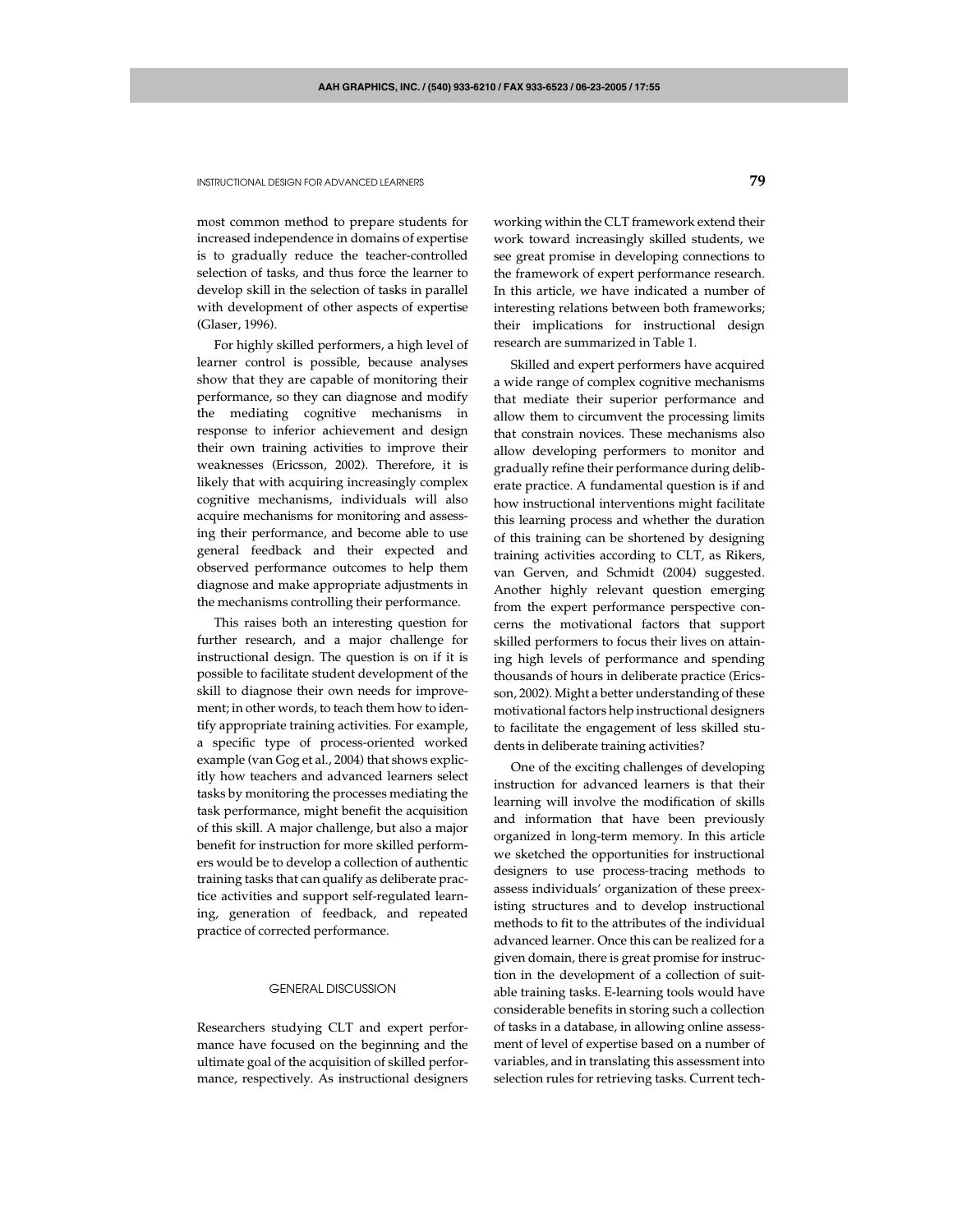most common method to prepare students for increased independence in domains of expertise is to gradually reduce the teacher-controlled selection of tasks, and thus force the learner to develop skill in the selection of tasks in parallel with development of other aspects of expertise (Glaser, 1996).

For highly skilled performers, a high level of learner control is possible, because analyses show that they are capable of monitoring their performance, so they can diagnose and modify the mediating cognitive mechanisms in response to inferior achievement and design their own training activities to improve their weaknesses (Ericsson, 2002). Therefore, it is likely that with acquiring increasingly complex cognitive mechanisms, individuals will also acquire mechanisms for monitoring and assessing their performance, and become able to use general feedback and their expected and observed performance outcomes to help them diagnose and make appropriate adjustments in the mechanisms controlling their performance.

This raises both an interesting question for further research, and a major challenge for instructional design. The question is on if it is possible to facilitate student development of the skill to diagnose their own needs for improvement; in other words, to teach them how to identify appropriate training activities. For example, a specific type of process-oriented worked example (van Gog et al., 2004) that shows explicitly how teachers and advanced learners select tasks by monitoring the processes mediating the task performance, might benefit the acquisition of this skill. A major challenge, but also a major benefit for instruction for more skilled performers would be to develop a collection of authentic training tasks that can qualify as deliberate practice activities and support self-regulated learning, generation of feedback, and repeated practice of corrected performance.

## GENERAL DISCUSSION

Researchers studying CLT and expert performance have focused on the beginning and the ultimate goal of the acquisition of skilled performance, respectively. As instructional designers working within the CLT framework extend their work toward increasingly skilled students, we see great promise in developing connections to the framework of expert performance research. In this article, we have indicated a number of interesting relations between both frameworks; their implications for instructional design research are summarized in Table 1.

Skilled and expert performers have acquired a wide range of complex cognitive mechanisms that mediate their superior performance and allow them to circumvent the processing limits that constrain novices. These mechanisms also allow developing performers to monitor and gradually refine their performance during deliberate practice. A fundamental question is if and how instructional interventions might facilitate this learning process and whether the duration of this training can be shortened by designing training activities according to CLT, as Rikers, van Gerven, and Schmidt (2004) suggested. Another highly relevant question emerging from the expert performance perspective concerns the motivational factors that support skilled performers to focus their lives on attaining high levels of performance and spending thousands of hours in deliberate practice (Ericsson, 2002). Might a better understanding of these motivational factors help instructional designers to facilitate the engagement of less skilled students in deliberate training activities?

One of the exciting challenges of developing instruction for advanced learners is that their learning will involve the modification of skills and information that have been previously organized in long-term memory. In this article we sketched the opportunities for instructional designers to use process-tracing methods to assess individuals' organization of these preexisting structures and to develop instructional methods to fit to the attributes of the individual advanced learner. Once this can be realized for a given domain, there is great promise for instruction in the development of a collection of suitable training tasks. E-learning tools would have considerable benefits in storing such a collection of tasks in a database, in allowing online assessment of level of expertise based on a number of variables, and in translating this assessment into selection rules for retrieving tasks. Current tech-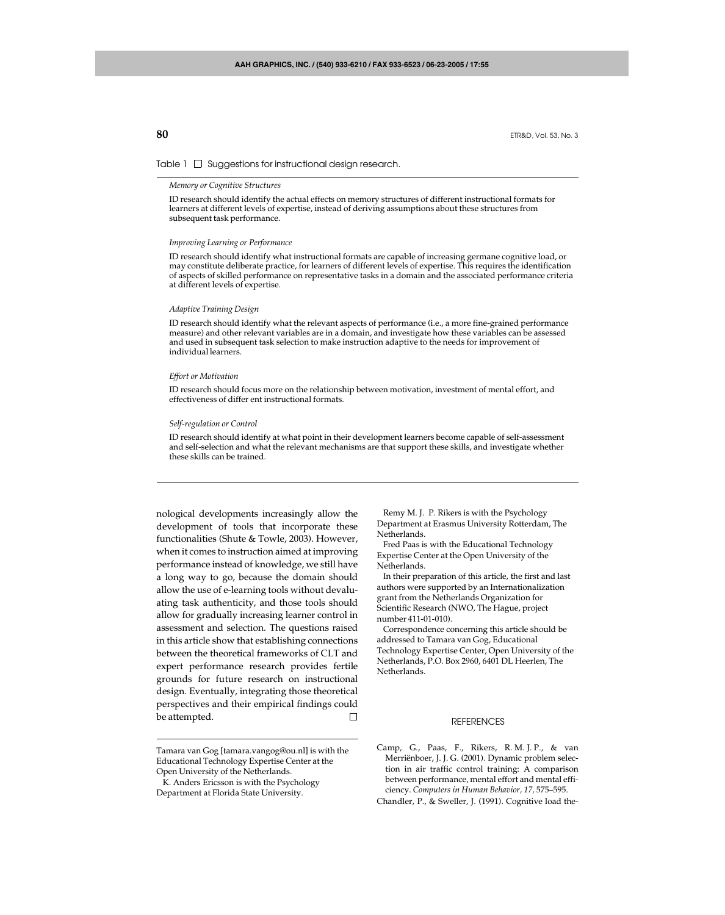Table 1 ☐ Suggestions for instructional design research.

*Memory or Cognitive Structures*

ID research should identify the actual effects on memory structures of different instructional formats for learners at different levels of expertise, instead of deriving assumptions about these structures from subsequent task performance.

*Improving Learning or Performance*

ID research should identify what instructional formats are capable of increasing germane cognitive load, or may constitute deliberate practice, for learners of different levels of expertise. This requires the identification of aspects of skilled performance on representative tasks in a domain and the associated performance criteria at different levels of expertise.

*Adaptive Training Design*

ID research should identify what the relevant aspects of performance (i.e., a more fine-grained performance measure) and other relevant variables are in a domain, and investigate how these variables can be assessed and used in subsequent task selection to make instruction adaptive to the needs for improvement of individual learners.

*Effort or Motivation*

ID research should focus more on the relationship between motivation, investment of mental effort, and effectiveness of differ ent instructional formats.

*Self-regulation or Control*

ID research should identify at what point in their development learners become capable of self-assessment and self-selection and what the relevant mechanisms are that support these skills, and investigate whether these skills can be trained.

---

nological developments increasingly allow the development of tools that incorporate these functionalities (Shute & Towle, 2003). However, when it comes to instruction aimed at improving performance instead of knowledge, we still have a long way to go, because the domain should allow the use of e-learning tools without devaluating task authenticity, and those tools should allow for gradually increasing learner control in assessment and selection. The questions raised in this article show that establishing connections between the theoretical frameworks of CLT and expert performance research provides fertile grounds for future research on instructional design. Eventually, integrating those theoretical perspectives and their empirical findings could be attempted. ☐

---

Tamara van Gog [tamara.vangog@ou.nl] is with the Educational Technology Expertise Center at the Open University of the Netherlands.

K. Anders Ericsson is with the Psychology Department at Florida State University.

Remy M. J. P. Rikers is with the Psychology Department at Erasmus University Rotterdam, The Netherlands.

Fred Paas is with the Educational Technology Expertise Center at the Open University of the Netherlands.

In their preparation of this article, the first and last authors were supported by an Internationalization grant from the Netherlands Organization for Scientific Research (NWO, The Hague, project number 411-01-010).

Correspondence concerning this article should be addressed to Tamara van Gog, Educational Technology Expertise Center, Open University of the Netherlands, P.O. Box 2960, 6401 DL Heerlen, The Netherlands.

## REFERENCES

Camp, G., Paas, F., Rikers, R. M. J. P., & van Merriënboer, J. J. G. (2001). Dynamic problem selection in air traffic control training: A comparison between performance, mental effort and mental efficiency. *Computers in Human Behavior, 17,* 575–595.

Chandler, P., & Sweller, J. (1991). Cognitive load the-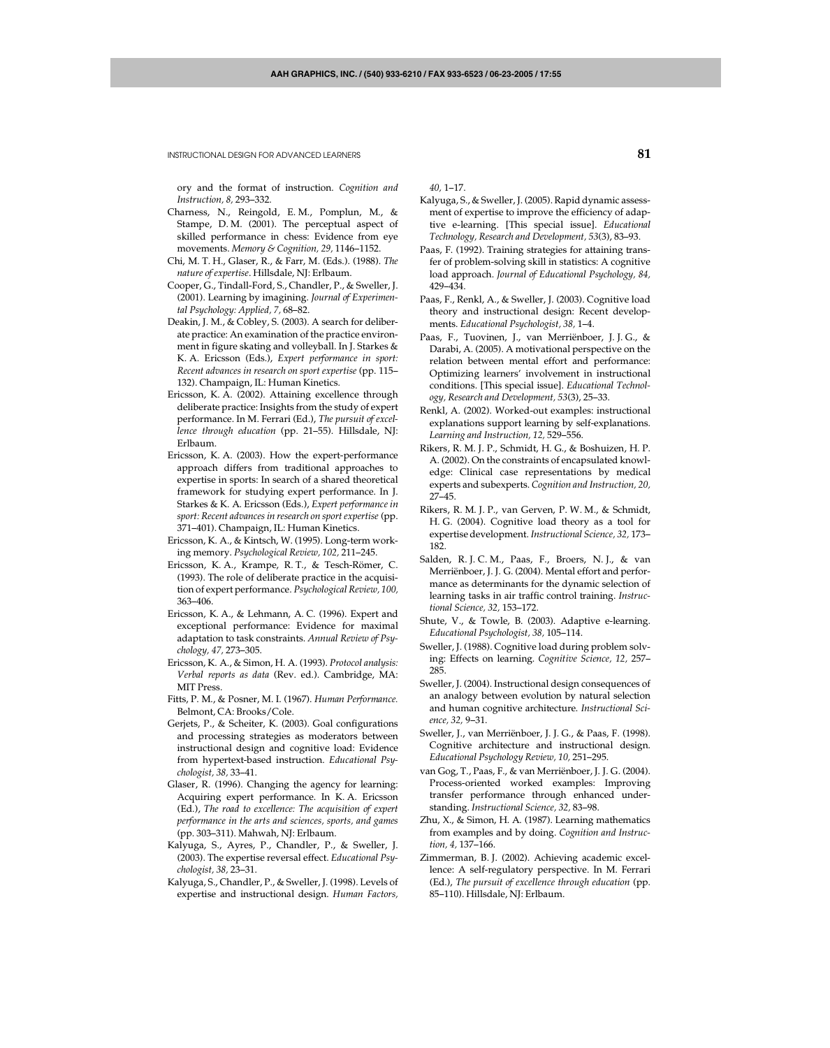ory and the format of instruction. *Cognition and Instruction, 8,* 293–332.

Charness, N., Reingold, E. M., Pomplun, M., & Stampe, D. M. (2001). The perceptual aspect of skilled performance in chess: Evidence from eye movements. *Memory & Cognition, 29,* 1146–1152.

Chi, M. T. H., Glaser, R., & Farr, M. (Eds.). (1988). *The nature of expertise*. Hillsdale, NJ: Erlbaum.

Cooper, G., Tindall-Ford, S., Chandler, P., & Sweller, J. (2001). Learning by imagining. *Journal of Experimental Psychology: Applied, 7,* 68–82.

Deakin, J. M., & Cobley, S. (2003). A search for deliberate practice: An examination of the practice environment in figure skating and volleyball. In J. Starkes & K. A. Ericsson (Eds.), *Expert performance in sport: Recent advances in research on sport expertise* (pp. 115–132). Champaign, IL: Human Kinetics.

Ericsson, K. A. (2002). Attaining excellence through deliberate practice: Insights from the study of expert performance. In M. Ferrari (Ed.), *The pursuit of excellence through education* (pp. 21–55). Hillsdale, NJ: Erlbaum.

Ericsson, K. A. (2003). How the expert-performance approach differs from traditional approaches to expertise in sports: In search of a shared theoretical framework for studying expert performance. In J. Starkes & K. A. Ericsson (Eds.), *Expert performance in sport: Recent advances in research on sport expertise* (pp. 371–401). Champaign, IL: Human Kinetics.

Ericsson, K. A., & Kintsch, W. (1995). Long-term working memory. *Psychological Review, 102,* 211–245.

Ericsson, K. A., Krampe, R. T., & Tesch-Römer, C. (1993). The role of deliberate practice in the acquisition of expert performance. *Psychological Review, 100,* 363–406.

Ericsson, K. A., & Lehmann, A. C. (1996). Expert and exceptional performance: Evidence for maximal adaptation to task constraints. *Annual Review of Psychology, 47,* 273–305.

Ericsson, K. A., & Simon, H. A. (1993). *Protocol analysis: Verbal reports as data* (Rev. ed.). Cambridge, MA: MIT Press.

Fitts, P. M., & Posner, M. I. (1967). *Human Performance.* Belmont, CA: Brooks/Cole.

Gerjets, P., & Scheiter, K. (2003). Goal configurations and processing strategies as moderators between instructional design and cognitive load: Evidence from hypertext-based instruction. *Educational Psychologist, 38,* 33–41.

Glaser, R. (1996). Changing the agency for learning: Acquiring expert performance. In K. A. Ericsson (Ed.), *The road to excellence: The acquisition of expert performance in the arts and sciences, sports, and games* (pp. 303–311). Mahwah, NJ: Erlbaum.

Kalyuga, S., Ayres, P., Chandler, P., & Sweller, J. (2003). The expertise reversal effect. *Educational Psychologist, 38,* 23–31.

Kalyuga, S., Chandler, P., & Sweller, J. (1998). Levels of expertise and instructional design. *Human Factors, 40,* 1–17.

Kalyuga, S., & Sweller, J. (2005). Rapid dynamic assessment of expertise to improve the efficiency of adaptive e-learning. [This special issue]. *Educational Technology, Research and Development, 53*(3), 83–93.

Paas, F. (1992). Training strategies for attaining transfer of problem-solving skill in statistics: A cognitive load approach. *Journal of Educational Psychology, 84,* 429–434.

Paas, F., Renkl, A., & Sweller, J. (2003). Cognitive load theory and instructional design: Recent developments. *Educational Psychologist, 38,* 1–4.

Paas, F., Tuovinen, J., van Merriënboer, J. J. G., & Darabi, A. (2005). A motivational perspective on the relation between mental effort and performance: Optimizing learners' involvement in instructional conditions. [This special issue]. *Educational Technology, Research and Development, 53*(3), 25–33.

Renkl, A. (2002). Worked-out examples: instructional explanations support learning by self-explanations. *Learning and Instruction, 12,* 529–556.

Rikers, R. M. J. P., Schmidt, H. G., & Boshuizen, H. P. A. (2002). On the constraints of encapsulated knowledge: Clinical case representations by medical experts and subexperts. *Cognition and Instruction, 20,* 27–45.

Rikers, R. M. J. P., van Gerven, P. W. M., & Schmidt, H. G. (2004). Cognitive load theory as a tool for expertise development. *Instructional Science, 32,* 173–182.

Salden, R. J. C. M., Paas, F., Broers, N. J., & van Merriënboer, J. J. G. (2004). Mental effort and performance as determinants for the dynamic selection of learning tasks in air traffic control training. *Instructional Science, 32,* 153–172.

Shute, V., & Towle, B. (2003). Adaptive e-learning. *Educational Psychologist, 38,* 105–114.

Sweller, J. (1988). Cognitive load during problem solving: Effects on learning. *Cognitive Science, 12,* 257–285.

Sweller, J. (2004). Instructional design consequences of an analogy between evolution by natural selection and human cognitive architecture. *Instructional Science, 32,* 9–31.

Sweller, J., van Merriënboer, J. J. G., & Paas, F. (1998). Cognitive architecture and instructional design. *Educational Psychology Review, 10,* 251–295.

van Gog, T., Paas, F., & van Merriënboer, J. J. G. (2004). Process-oriented worked examples: Improving transfer performance through enhanced understanding. *Instructional Science, 32,* 83–98.

Zhu, X., & Simon, H. A. (1987). Learning mathematics from examples and by doing. *Cognition and Instruction, 4,* 137–166.

Zimmerman, B. J. (2002). Achieving academic excellence: A self-regulatory perspective. In M. Ferrari (Ed.), *The pursuit of excellence through education* (pp. 85–110). Hillsdale, NJ: Erlbaum.